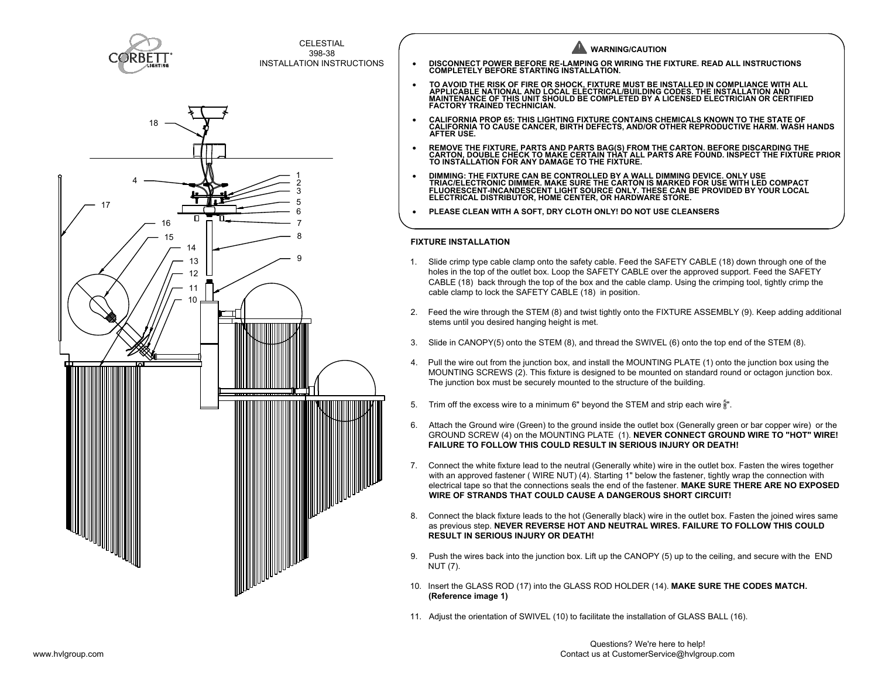CELESTIAL
398-38
INSTALLATION INSTRUCTIONS

## WARNING/CAUTION

- DISCONNECT POWER BEFORE RE-LAMPING OR WIRING THE FIXTURE. READ ALL INSTRUCTIONS COMPLETELY BEFORE STARTING INSTALLATION.
- TO AVOID THE RISK OF FIRE OR SHOCK, FIXTURE MUST BE INSTALLED IN COMPLIANCE WITH ALL APPLICABLE NATIONAL AND LOCAL ELECTRICAL/BUILDING CODES. THE INSTALLATION AND MAINTENANCE OF THIS UNIT SHOULD BE COMPLETED BY A LICENSED ELECTRICIAN OR CERTIFIED FACTORY TRAINED TECHNICIAN.
- CALIFORNIA PROP 65: THIS LIGHTING FIXTURE CONTAINS CHEMICALS KNOWN TO THE STATE OF CALIFORNIA TO CAUSE CANCER, BIRTH DEFECTS, AND/OR OTHER REPRODUCTIVE HARM. WASH HANDS AFTER USE.
- REMOVE THE FIXTURE, PARTS AND PARTS BAG(S) FROM THE CARTON. BEFORE DISCARDING THE CARTON, DOUBLE CHECK TO MAKE CERTAIN THAT ALL PARTS ARE FOUND. INSPECT THE FIXTURE PRIOR TO INSTALLATION FOR ANY DAMAGE TO THE FIXTURE.
- DIMMING: THE FIXTURE CAN BE CONTROLLED BY A WALL DIMMING DEVICE. ONLY USE TRIAC/ELECTRONIC DIMMER. MAKE SURE THE CARTON IS MARKED FOR USE WITH LED COMPACT FLUORESCENT-INCANDESCENT LIGHT SOURCE ONLY. THESE CAN BE PROVIDED BY YOUR LOCAL ELECTRICAL DISTRIBUTOR, HOME CENTER, OR HARDWARE STORE.
- PLEASE CLEAN WITH A SOFT, DRY CLOTH ONLY! DO NOT USE CLEANSERS

## FIXTURE INSTALLATION

1. Slide crimp type cable clamp onto the safety cable. Feed the SAFETY CABLE (18) down through one of the holes in the top of the outlet box. Loop the SAFETY CABLE over the approved support. Feed the SAFETY CABLE (18) back through the top of the box and the cable clamp. Using the crimping tool, tightly crimp the cable clamp to lock the SAFETY CABLE (18) in position.
2. Feed the wire through the STEM (8) and twist tightly onto the FIXTURE ASSEMBLY (9). Keep adding additional stems until you desired hanging height is met.
3. Slide in CANOPY(5) onto the STEM (8), and thread the SWIVEL (6) onto the top end of the STEM (8).
4. Pull the wire out from the junction box, and install the MOUNTING PLATE (1) onto the junction box using the MOUNTING SCREWS (2). This fixture is designed to be mounted on standard round or octagon junction box. The junction box must be securely mounted to the structure of the building.
5. Trim off the excess wire to a minimum 6" beyond the STEM and strip each wire 5/8".
6. Attach the Ground wire (Green) to the ground inside the outlet box (Generally green or bar copper wire) or the GROUND SCREW (4) on the MOUNTING PLATE (1). **NEVER CONNECT GROUND WIRE TO "HOT" WIRE! FAILURE TO FOLLOW THIS COULD RESULT IN SERIOUS INJURY OR DEATH!**
7. Connect the white fixture lead to the neutral (Generally white) wire in the outlet box. Fasten the wires together with an approved fastener ( WIRE NUT) (4). Starting 1" below the fastener, tightly wrap the connection with electrical tape so that the connections seals the end of the fastener. **MAKE SURE THERE ARE NO EXPOSED WIRE OF STRANDS THAT COULD CAUSE A DANGEROUS SHORT CIRCUIT!**
8. Connect the black fixture leads to the hot (Generally black) wire in the outlet box. Fasten the joined wires same as previous step. **NEVER REVERSE HOT AND NEUTRAL WIRES. FAILURE TO FOLLOW THIS COULD RESULT IN SERIOUS INJURY OR DEATH!**
9. Push the wires back into the junction box. Lift up the CANOPY (5) up to the ceiling, and secure with the END NUT (7).
10. Insert the GLASS ROD (17) into the GLASS ROD HOLDER (14). **MAKE SURE THE CODES MATCH. (Reference image 1)**
11. Adjust the orientation of SWIVEL (10) to facilitate the installation of GLASS BALL (16).

www.hvlgroup.com

Questions? We're here to help!
Contact us at CustomerService@hvlgroup.com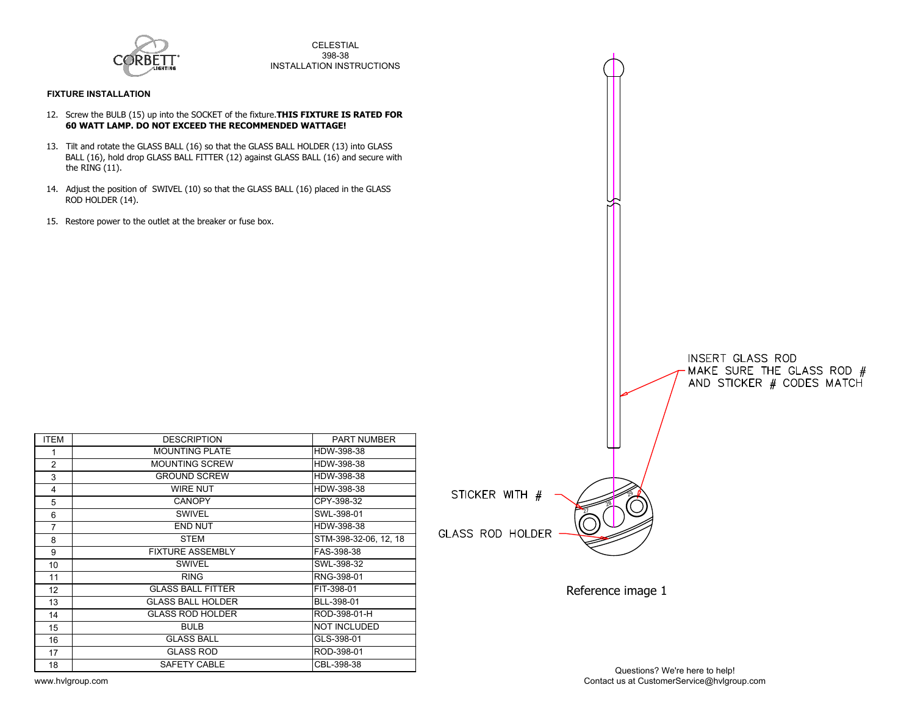CELESTIAL
398-38
INSTALLATION INSTRUCTIONS

**FIXTURE INSTALLATION**

12. Screw the BULB (15) up into the SOCKET of the fixture.**THIS FIXTURE IS RATED FOR 60 WATT LAMP. DO NOT EXCEED THE RECOMMENDED WATTAGE!**

13. Tilt and rotate the GLASS BALL (16) so that the GLASS BALL HOLDER (13) into GLASS BALL (16), hold drop GLASS BALL FITTER (12) against GLASS BALL (16) and secure with the RING (11).

14. Adjust the position of SWIVEL (10) so that the GLASS BALL (16) placed in the GLASS ROD HOLDER (14).

15. Restore power to the outlet at the breaker or fuse box.

| ITEM | DESCRIPTION | PART NUMBER |
|---|---|---|
| 1 | MOUNTING PLATE | HDW-398-38 |
| 2 | MOUNTING SCREW | HDW-398-38 |
| 3 | GROUND SCREW | HDW-398-38 |
| 4 | WIRE NUT | HDW-398-38 |
| 5 | CANOPY | CPY-398-32 |
| 6 | SWIVEL | SWL-398-01 |
| 7 | END NUT | HDW-398-38 |
| 8 | STEM | STM-398-32-06, 12, 18 |
| 9 | FIXTURE ASSEMBLY | FAS-398-38 |
| 10 | SWIVEL | SWL-398-32 |
| 11 | RING | RNG-398-01 |
| 12 | GLASS BALL FITTER | FIT-398-01 |
| 13 | GLASS BALL HOLDER | BLL-398-01 |
| 14 | GLASS ROD HOLDER | ROD-398-01-H |
| 15 | BULB | NOT INCLUDED |
| 16 | GLASS BALL | GLS-398-01 |
| 17 | GLASS ROD | ROD-398-01 |
| 18 | SAFETY CABLE | CBL-398-38 |

INSERT GLASS ROD
MAKE SURE THE GLASS ROD # AND STICKER # CODES MATCH

STICKER WITH #

GLASS ROD HOLDER

Reference image 1

www.hvlgroup.com

Questions? We're here to help!
Contact us at CustomerService@hvlgroup.com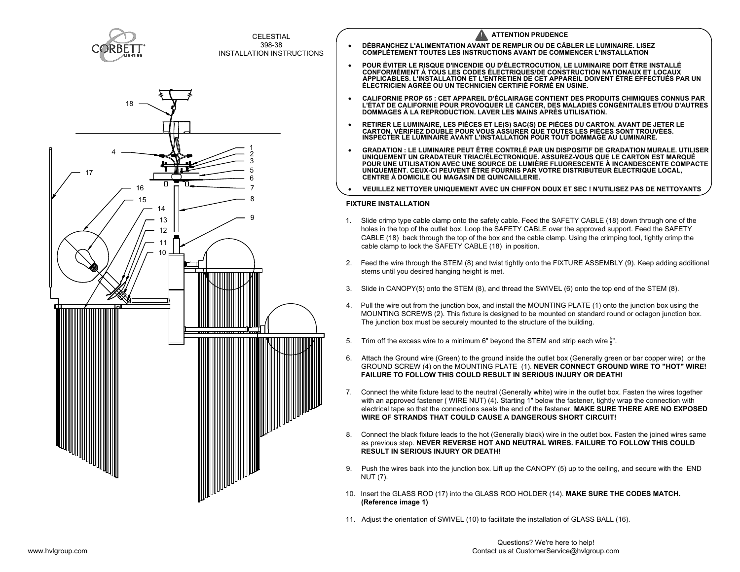CELESTIAL
398-38
INSTALLATION INSTRUCTIONS

**ATTENTION PRUDENCE**

- **DÉBRANCHEZ L'ALIMENTATION AVANT DE REMPLIR OU DE CÂBLER LE LUMINAIRE. LISEZ COMPLÈTEMENT TOUTES LES INSTRUCTIONS AVANT DE COMMENCER L'INSTALLATION**
- **POUR ÉVITER LE RISQUE D'INCENDIE OU D'ÉLECTROCUTION, LE LUMINAIRE DOIT ÊTRE INSTALLÉ CONFORMÉMENT À TOUS LES CODES ÉLECTRIQUES/DE CONSTRUCTION NATIONAUX ET LOCAUX APPLICABLES. L'INSTALLATION ET L'ENTRETIEN DE CET APPAREIL DOIVENT ÊTRE EFFECTUÉS PAR UN ÉLECTRICIEN AGRÉÉ OU UN TECHNICIEN CERTIFIÉ FORMÉ EN USINE.**
- **CALIFORNIE PROP 65 : CET APPAREIL D'ÉCLAIRAGE CONTIENT DES PRODUITS CHIMIQUES CONNUS PAR L'ÉTAT DE CALIFORNIE POUR PROVOQUER LE CANCER, DES MALADIES CONGÉNITALES ET/OU D'AUTRES DOMMAGES À LA REPRODUCTION. LAVER LES MAINS APRÈS UTILISATION.**
- **RETIRER LE LUMINAIRE, LES PIÈCES ET LE(S) SAC(S) DE PIÈCES DU CARTON. AVANT DE JETER LE CARTON, VÉRIFIEZ DOUBLE POUR VOUS ASSURER QUE TOUTES LES PIÈCES SONT TROUVÉES. INSPECTER LE LUMINAIRE AVANT L'INSTALLATION POUR TOUT DOMMAGE AU LUMINAIRE.**
- **GRADATION : LE LUMINAIRE PEUT ÊTRE CONTRLÉ PAR UN DISPOSITIF DE GRADATION MURALE. UTILISER UNIQUEMENT UN GRADATEUR TRIAC/ÉLECTRONIQUE. ASSUREZ-VOUS QUE LE CARTON EST MARQUÉ POUR UNE UTILISATION AVEC UNE SOURCE DE LUMIÈRE FLUORESCENTE À INCANDESCENTE COMPACTE UNIQUEMENT. CEUX-CI PEUVENT ÊTRE FOURNIS PAR VOTRE DISTRIBUTEUR ÉLECTRIQUE LOCAL, CENTRE À DOMICILE OU MAGASIN DE QUINCAILLERIE.**
- **VEUILLEZ NETTOYER UNIQUEMENT AVEC UN CHIFFON DOUX ET SEC ! N'UTILISEZ PAS DE NETTOYANTS**

**FIXTURE INSTALLATION**

1. Slide crimp type cable clamp onto the safety cable. Feed the SAFETY CABLE (18) down through one of the holes in the top of the outlet box. Loop the SAFETY CABLE over the approved support. Feed the SAFETY CABLE (18) back through the top of the box and the cable clamp. Using the crimping tool, tightly crimp the cable clamp to lock the SAFETY CABLE (18) in position.
2. Feed the wire through the STEM (8) and twist tightly onto the FIXTURE ASSEMBLY (9). Keep adding additional stems until you desired hanging height is met.
3. Slide in CANOPY(5) onto the STEM (8), and thread the SWIVEL (6) onto the top end of the STEM (8).
4. Pull the wire out from the junction box, and install the MOUNTING PLATE (1) onto the junction box using the MOUNTING SCREWS (2). This fixture is designed to be mounted on standard round or octagon junction box. The junction box must be securely mounted to the structure of the building.
5. Trim off the excess wire to a minimum 6" beyond the STEM and strip each wire $\frac{5}{8}$".
6. Attach the Ground wire (Green) to the ground inside the outlet box (Generally green or bar copper wire) or the GROUND SCREW (4) on the MOUNTING PLATE (1). **NEVER CONNECT GROUND WIRE TO "HOT" WIRE! FAILURE TO FOLLOW THIS COULD RESULT IN SERIOUS INJURY OR DEATH!**
7. Connect the white fixture lead to the neutral (Generally white) wire in the outlet box. Fasten the wires together with an approved fastener ( WIRE NUT) (4). Starting 1" below the fastener, tightly wrap the connection with electrical tape so that the connections seals the end of the fastener. **MAKE SURE THERE ARE NO EXPOSED WIRE OF STRANDS THAT COULD CAUSE A DANGEROUS SHORT CIRCUIT!**
8. Connect the black fixture leads to the hot (Generally black) wire in the outlet box. Fasten the joined wires same as previous step. **NEVER REVERSE HOT AND NEUTRAL WIRES. FAILURE TO FOLLOW THIS COULD RESULT IN SERIOUS INJURY OR DEATH!**
9. Push the wires back into the junction box. Lift up the CANOPY (5) up to the ceiling, and secure with the END NUT (7).
10. Insert the GLASS ROD (17) into the GLASS ROD HOLDER (14). **MAKE SURE THE CODES MATCH. (Reference image 1)**
11. Adjust the orientation of SWIVEL (10) to facilitate the installation of GLASS BALL (16).

www.hvlgroup.com

Questions? We're here to help!
Contact us at CustomerService@hvlgroup.com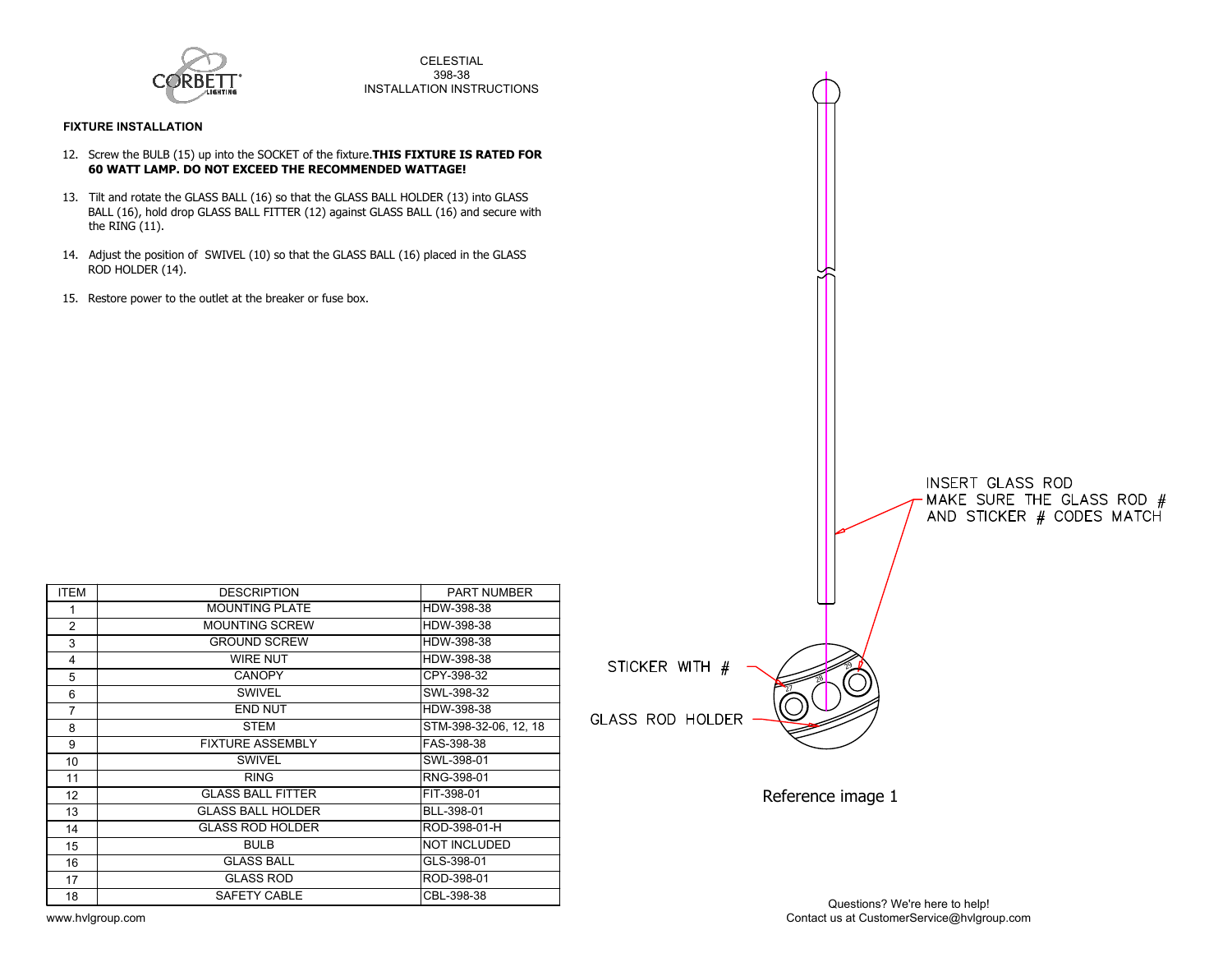CELESTIAL
398-38
INSTALLATION INSTRUCTIONS

**FIXTURE INSTALLATION**

12. Screw the BULB (15) up into the SOCKET of the fixture. **THIS FIXTURE IS RATED FOR 60 WATT LAMP. DO NOT EXCEED THE RECOMMENDED WATTAGE!**
13. Tilt and rotate the GLASS BALL (16) so that the GLASS BALL HOLDER (13) into GLASS BALL (16), hold drop GLASS BALL FITTER (12) against GLASS BALL (16) and secure with the RING (11).
14. Adjust the position of SWIVEL (10) so that the GLASS BALL (16) placed in the GLASS ROD HOLDER (14).
15. Restore power to the outlet at the breaker or fuse box.

| ITEM | DESCRIPTION | PART NUMBER |
|---|---|---|
| 1 | MOUNTING PLATE | HDW-398-38 |
| 2 | MOUNTING SCREW | HDW-398-38 |
| 3 | GROUND SCREW | HDW-398-38 |
| 4 | WIRE NUT | HDW-398-38 |
| 5 | CANOPY | CPY-398-32 |
| 6 | SWIVEL | SWL-398-32 |
| 7 | END NUT | HDW-398-38 |
| 8 | STEM | STM-398-32-06, 12, 18 |
| 9 | FIXTURE ASSEMBLY | FAS-398-38 |
| 10 | SWIVEL | SWL-398-01 |
| 11 | RING | RNG-398-01 |
| 12 | GLASS BALL FITTER | FIT-398-01 |
| 13 | GLASS BALL HOLDER | BLL-398-01 |
| 14 | GLASS ROD HOLDER | ROD-398-01-H |
| 15 | BULB | NOT INCLUDED |
| 16 | GLASS BALL | GLS-398-01 |
| 17 | GLASS ROD | ROD-398-01 |
| 18 | SAFETY CABLE | CBL-398-38 |

INSERT GLASS ROD
MAKE SURE THE GLASS ROD # AND STICKER # CODES MATCH

STICKER WITH #

GLASS ROD HOLDER

Reference image 1

www.hvlgroup.com

Questions? We're here to help!
Contact us at CustomerService@hvlgroup.com